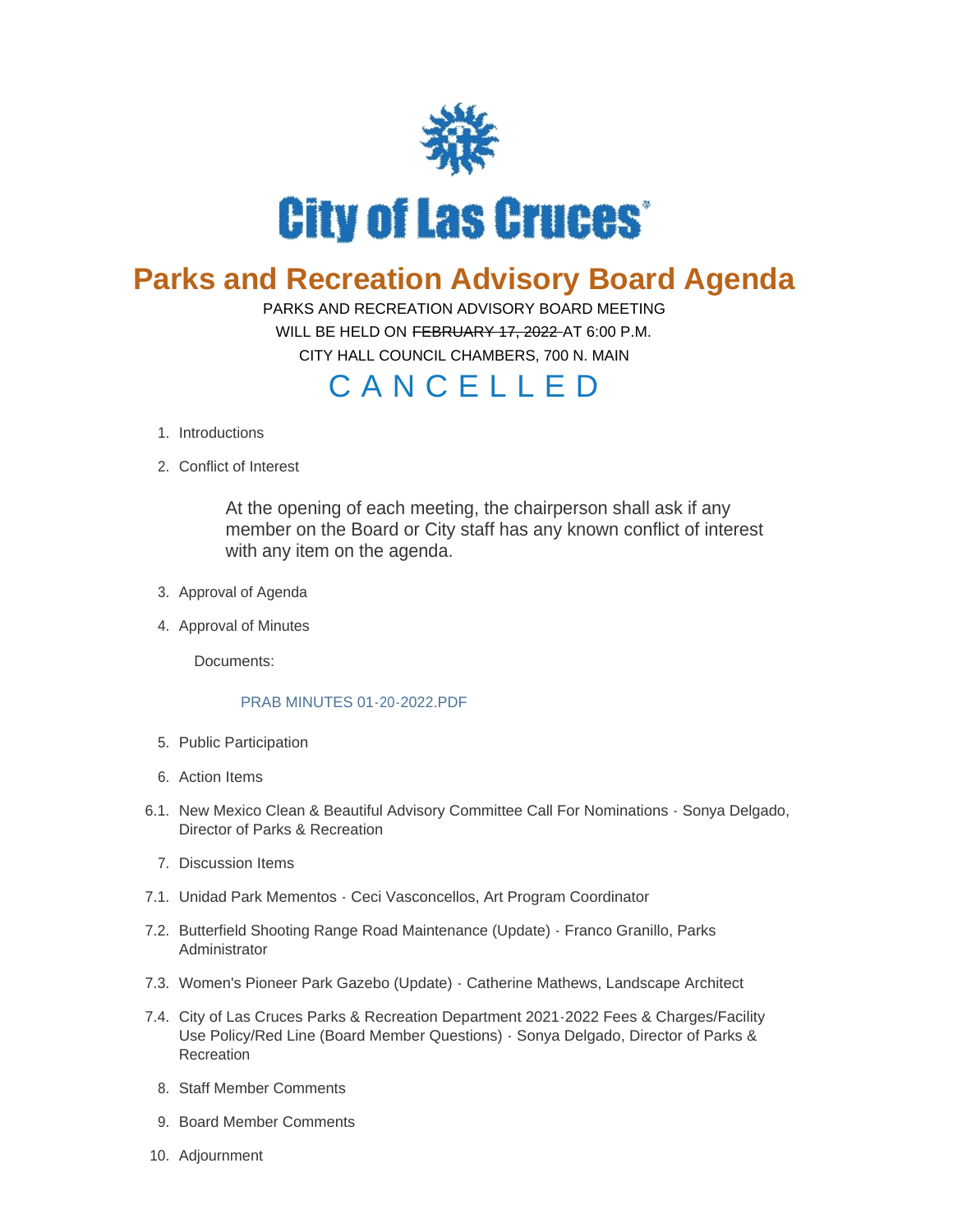City of Las Cruces

# Parks and Recreation Advisory Board Agenda

PARKS AND RECREATION ADVISORY BOARD MEETING

WILL BE HELD ON ~~FEBRUARY 17, 2022~~ AT 6:00 P.M.

CITY HALL COUNCIL CHAMBERS, 700 N. MAIN

## C A N C E L L E D

1. Introductions
2. Conflict of Interest

   At the opening of each meeting, the chairperson shall ask if any member on the Board or City staff has any known conflict of interest with any item on the agenda.

3. Approval of Agenda
4. Approval of Minutes

   Documents:

   PRAB MINUTES 01-20-2022.PDF

5. Public Participation
6. Action Items

6.1. New Mexico Clean & Beautiful Advisory Committee Call For Nominations - Sonya Delgado, Director of Parks & Recreation

7. Discussion Items

7.1. Unidad Park Mementos - Ceci Vasconcellos, Art Program Coordinator

7.2. Butterfield Shooting Range Road Maintenance (Update) - Franco Granillo, Parks Administrator

7.3. Women's Pioneer Park Gazebo (Update) - Catherine Mathews, Landscape Architect

7.4. City of Las Cruces Parks & Recreation Department 2021-2022 Fees & Charges/Facility Use Policy/Red Line (Board Member Questions) - Sonya Delgado, Director of Parks & Recreation

8. Staff Member Comments
9. Board Member Comments
10. Adjournment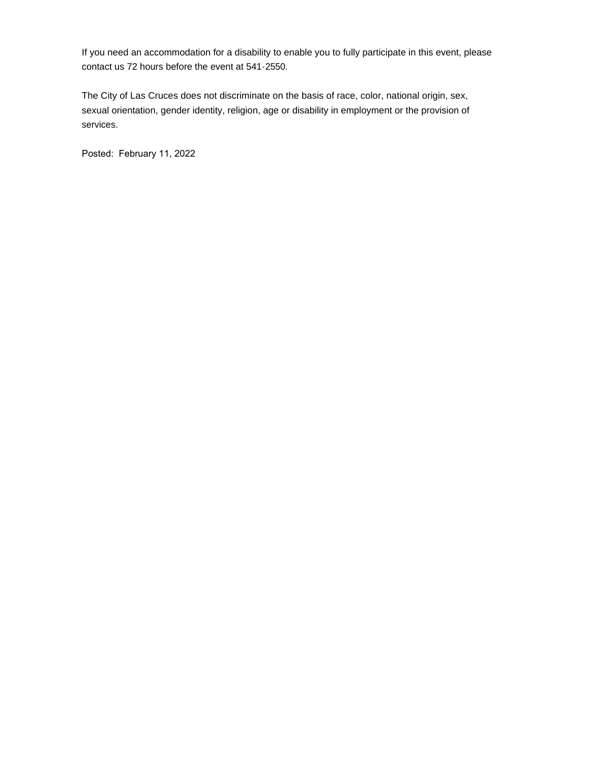If you need an accommodation for a disability to enable you to fully participate in this event, please contact us 72 hours before the event at 541-2550.

The City of Las Cruces does not discriminate on the basis of race, color, national origin, sex, sexual orientation, gender identity, religion, age or disability in employment or the provision of services.

Posted: February 11, 2022